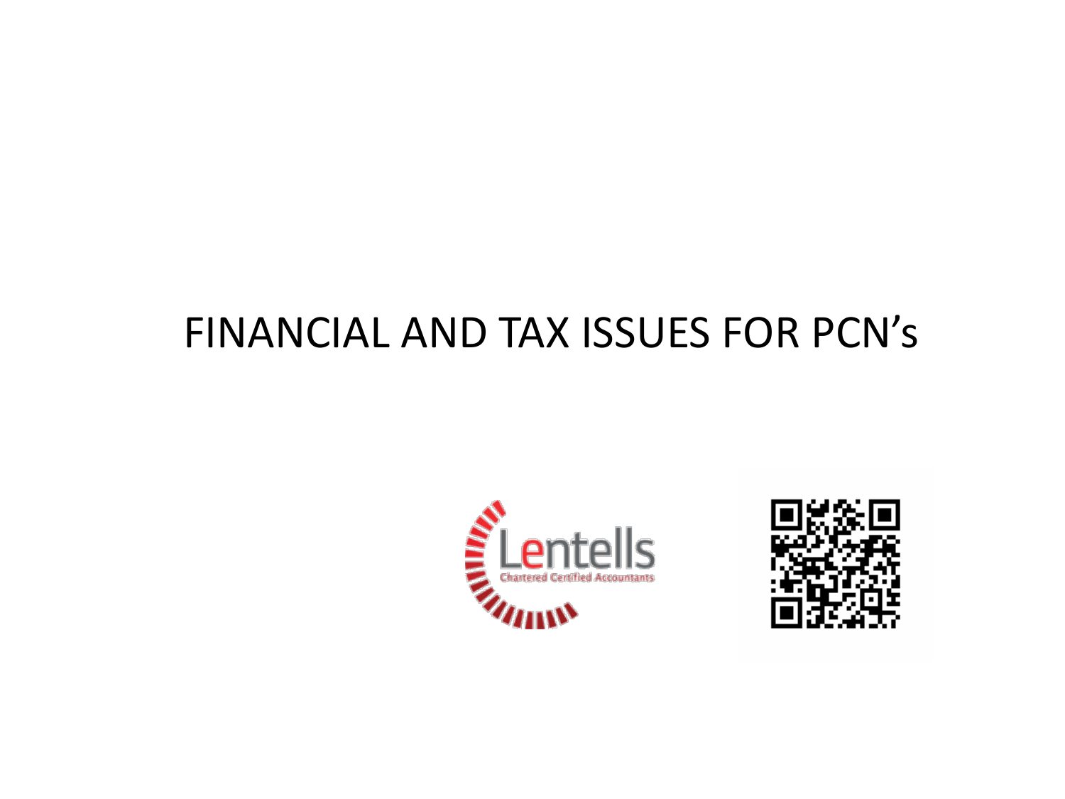# FINANCIAL AND TAX ISSUES FOR PCN's

Lentells
Chartered Certified Accountants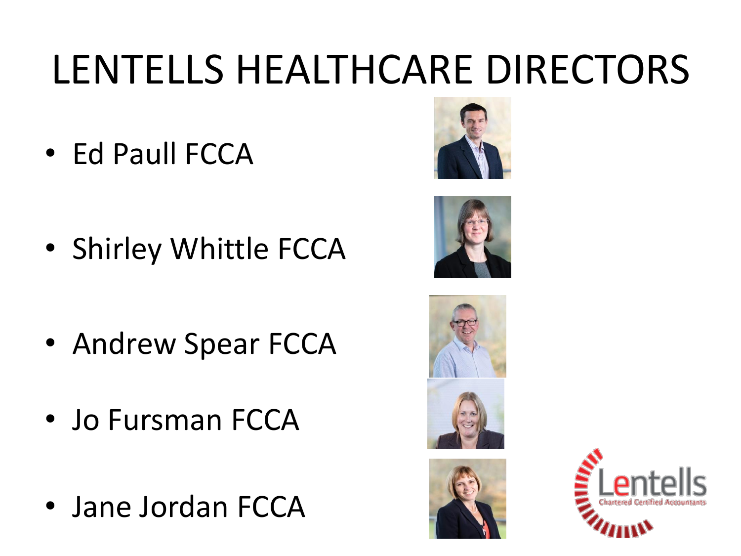# LENTELLS HEALTHCARE DIRECTORS

- Ed Paull FCCA
- Shirley Whittle FCCA
- Andrew Spear FCCA
- Jo Fursman FCCA
- Jane Jordan FCCA

Lentells
Chartered Certified Accountants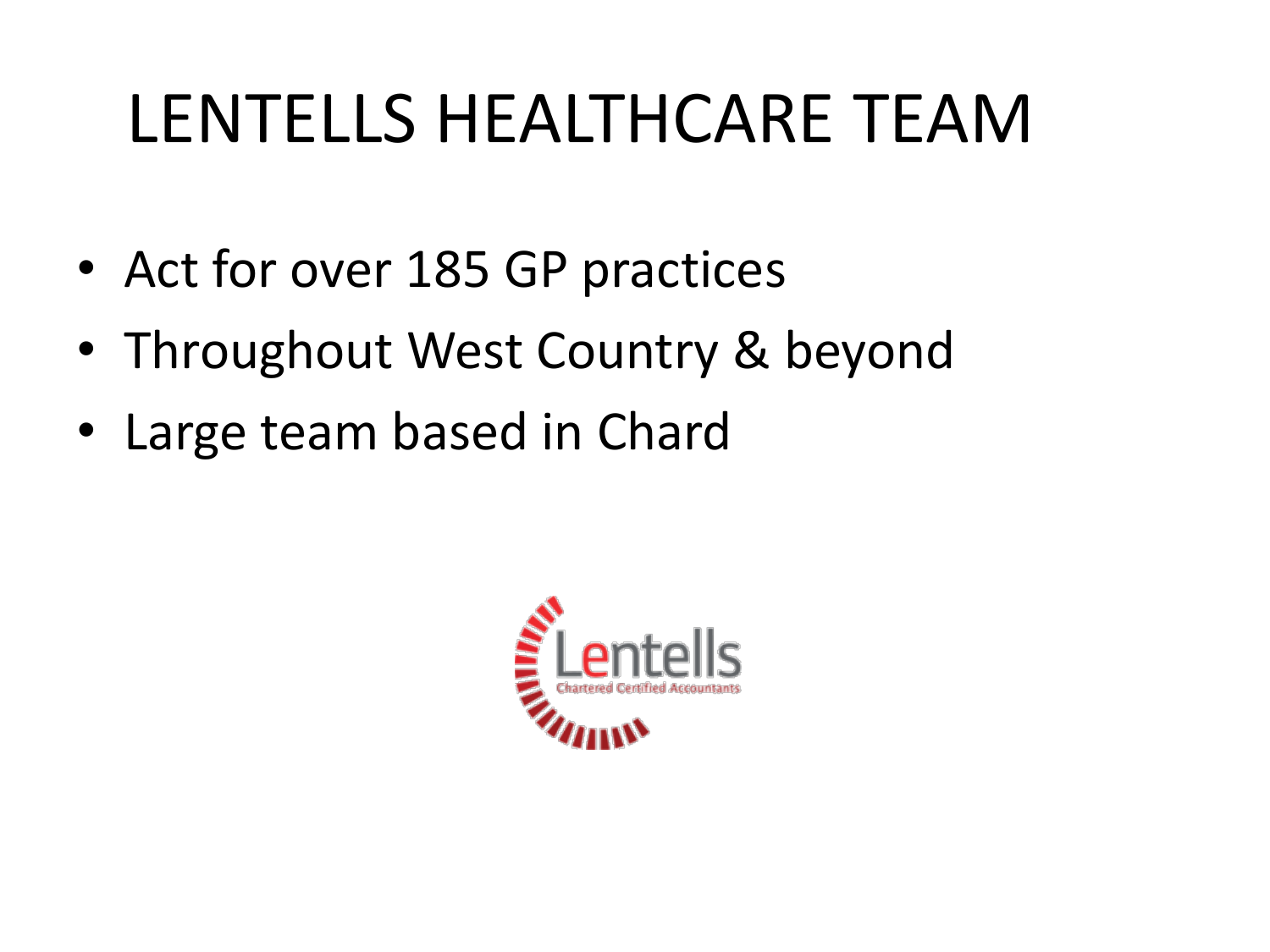# LENTELLS HEALTHCARE TEAM

- Act for over 185 GP practices
- Throughout West Country & beyond
- Large team based in Chard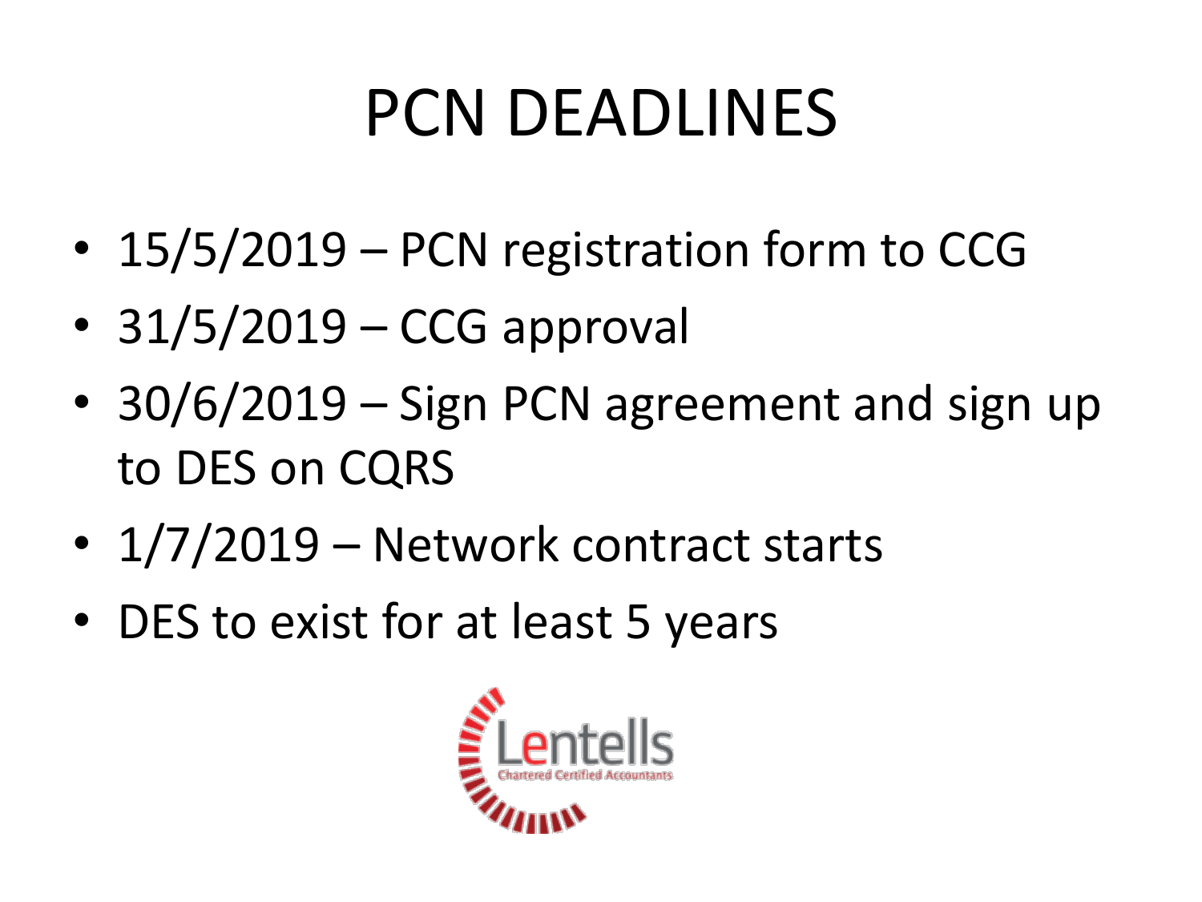# PCN DEADLINES

- 15/5/2019 – PCN registration form to CCG
- 31/5/2019 – CCG approval
- 30/6/2019 – Sign PCN agreement and sign up to DES on CQRS
- 1/7/2019 – Network contract starts
- DES to exist for at least 5 years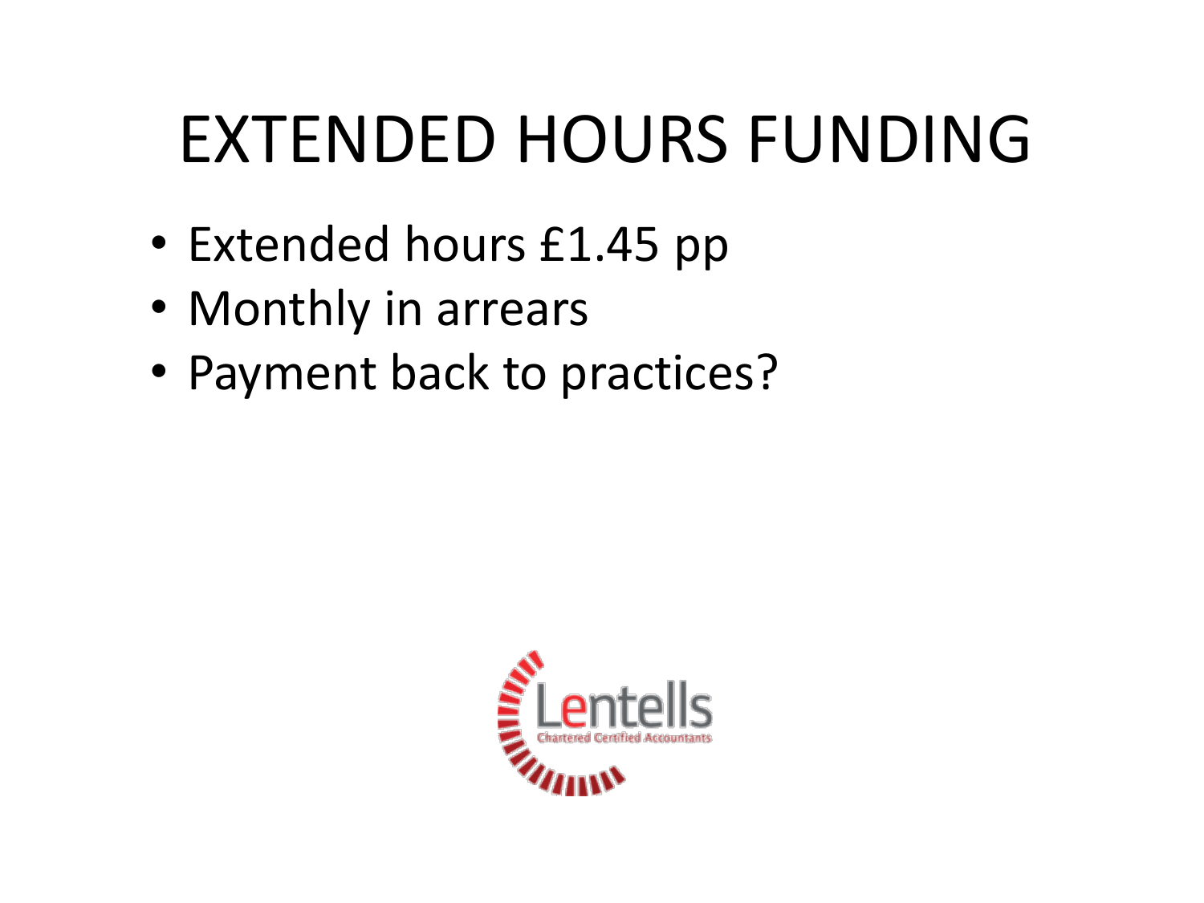# EXTENDED HOURS FUNDING

- Extended hours £1.45 pp
- Monthly in arrears
- Payment back to practices?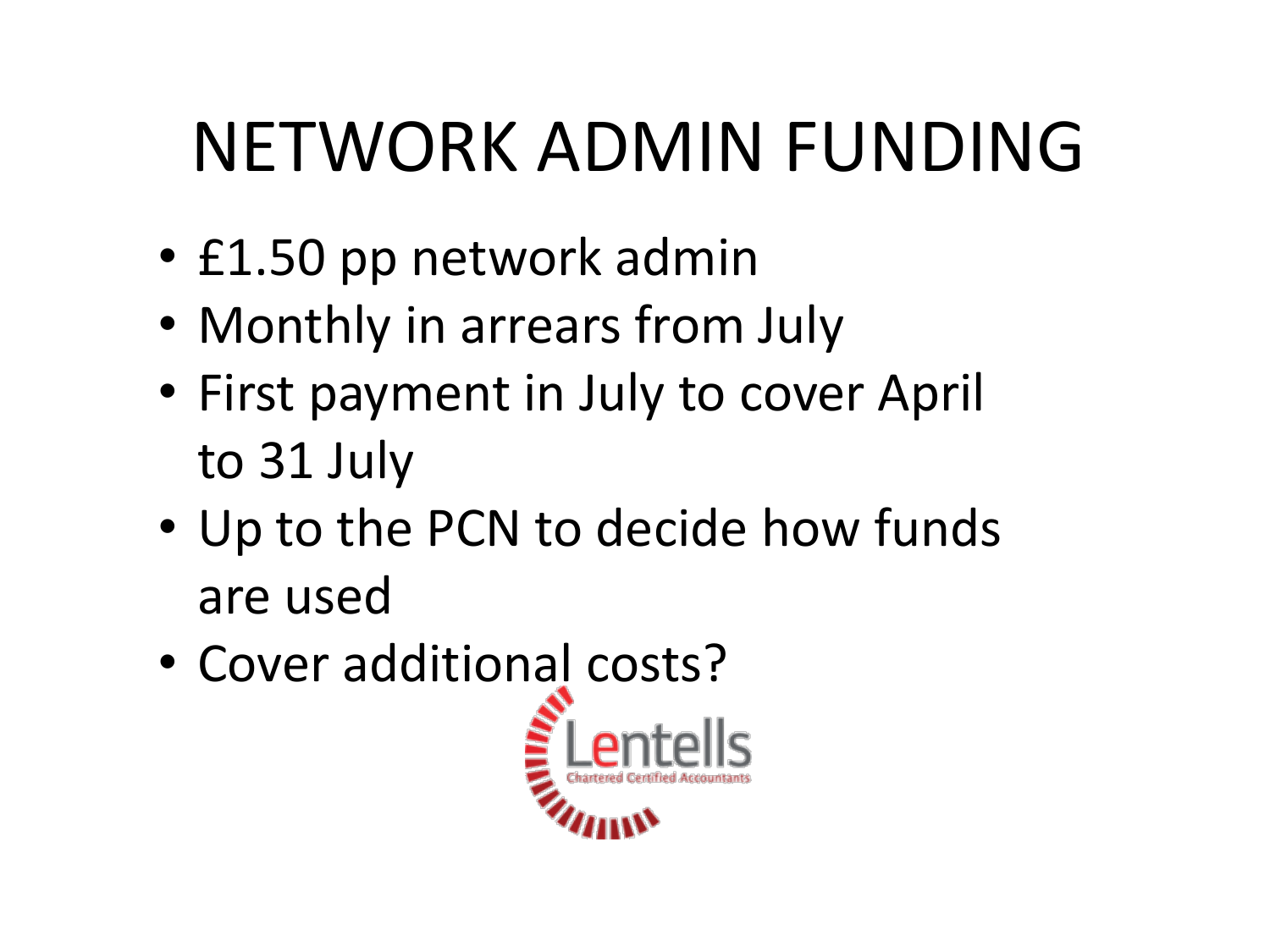# NETWORK ADMIN FUNDING

- £1.50 pp network admin
- Monthly in arrears from July
- First payment in July to cover April to 31 July
- Up to the PCN to decide how funds are used
- Cover additional costs?

Lentells
Chartered Certified Accountants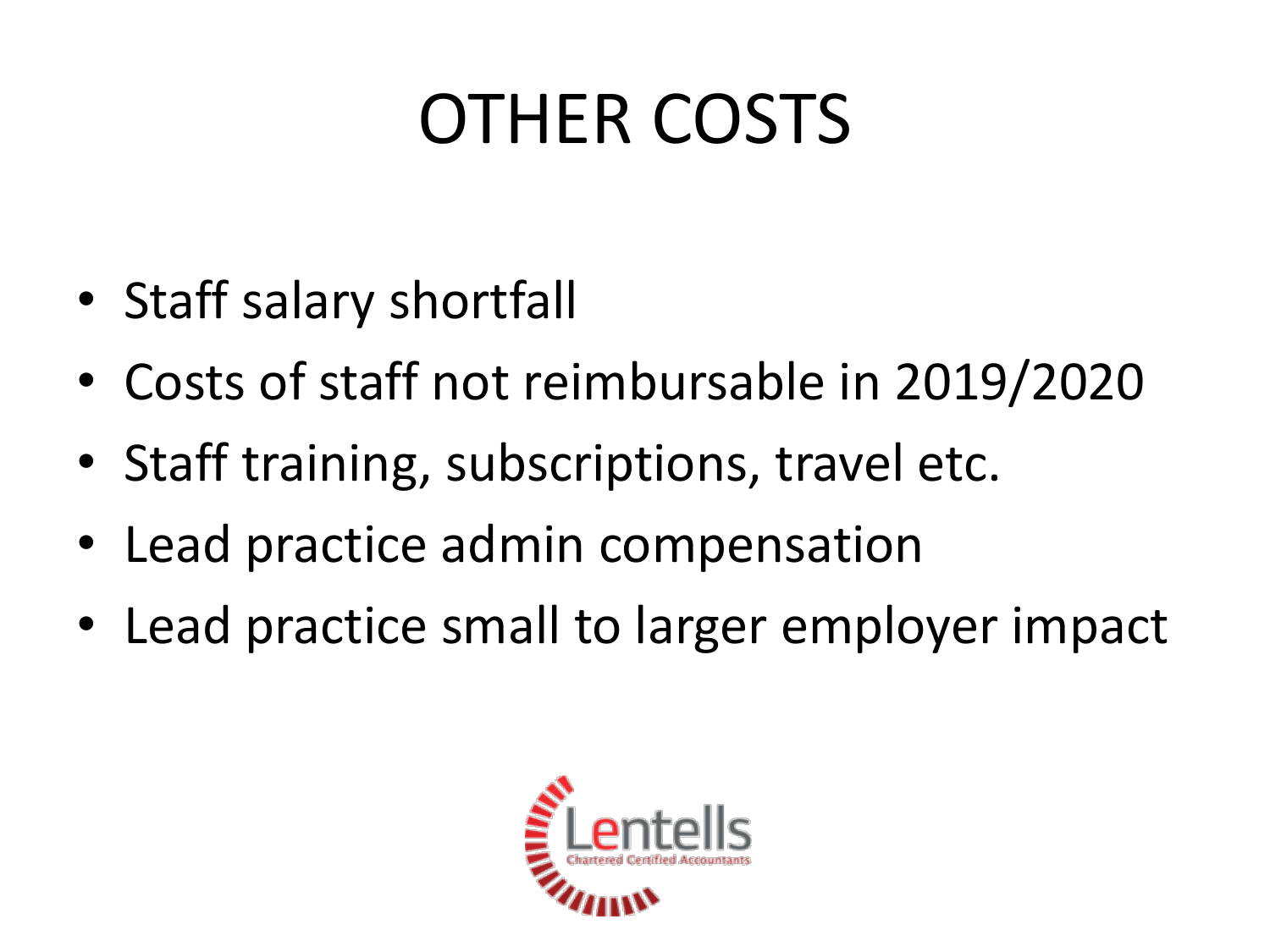# OTHER COSTS

- Staff salary shortfall
- Costs of staff not reimbursable in 2019/2020
- Staff training, subscriptions, travel etc.
- Lead practice admin compensation
- Lead practice small to larger employer impact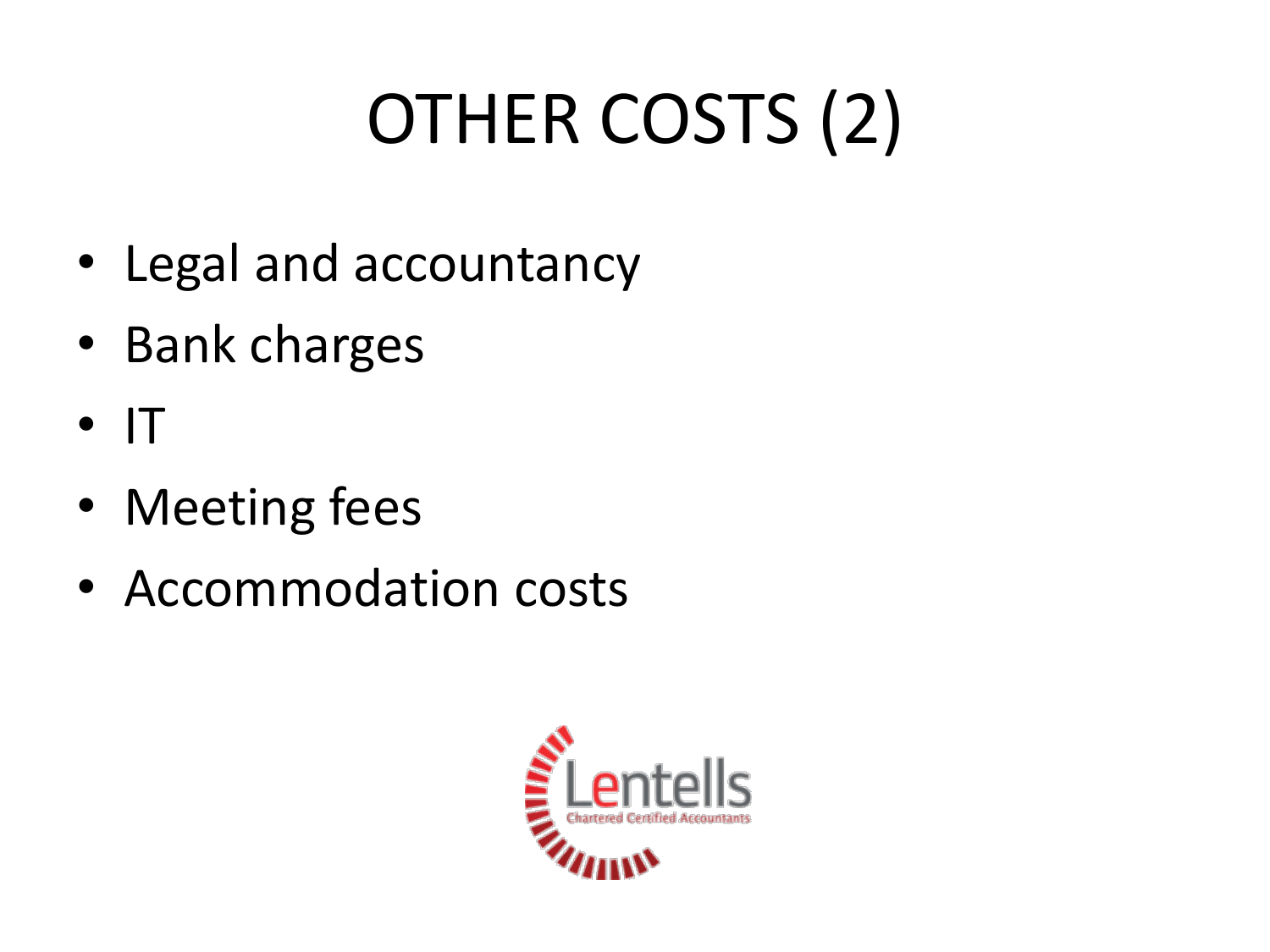# OTHER COSTS (2)

- Legal and accountancy
- Bank charges
- IT
- Meeting fees
- Accommodation costs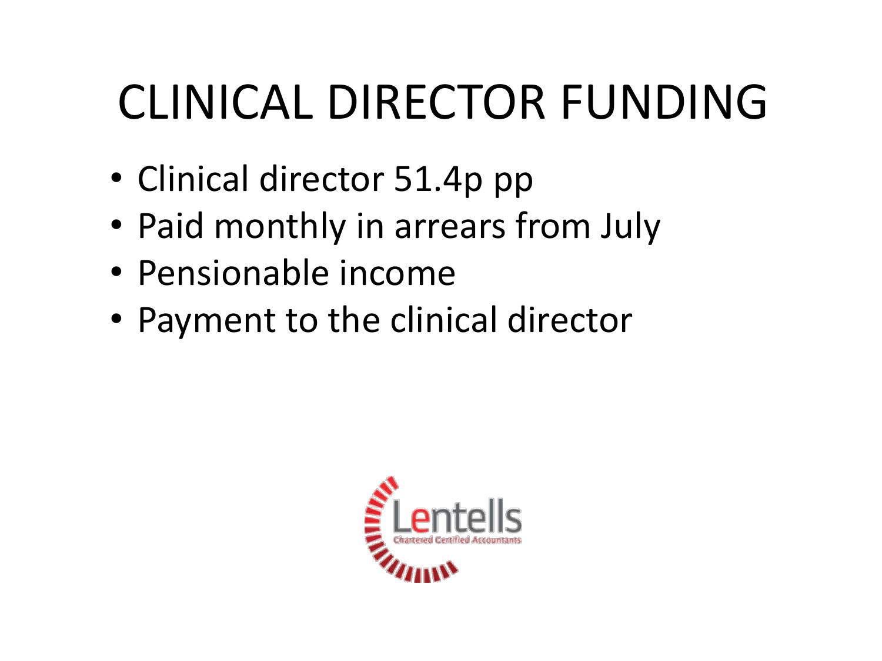# CLINICAL DIRECTOR FUNDING

- Clinical director 51.4p pp
- Paid monthly in arrears from July
- Pensionable income
- Payment to the clinical director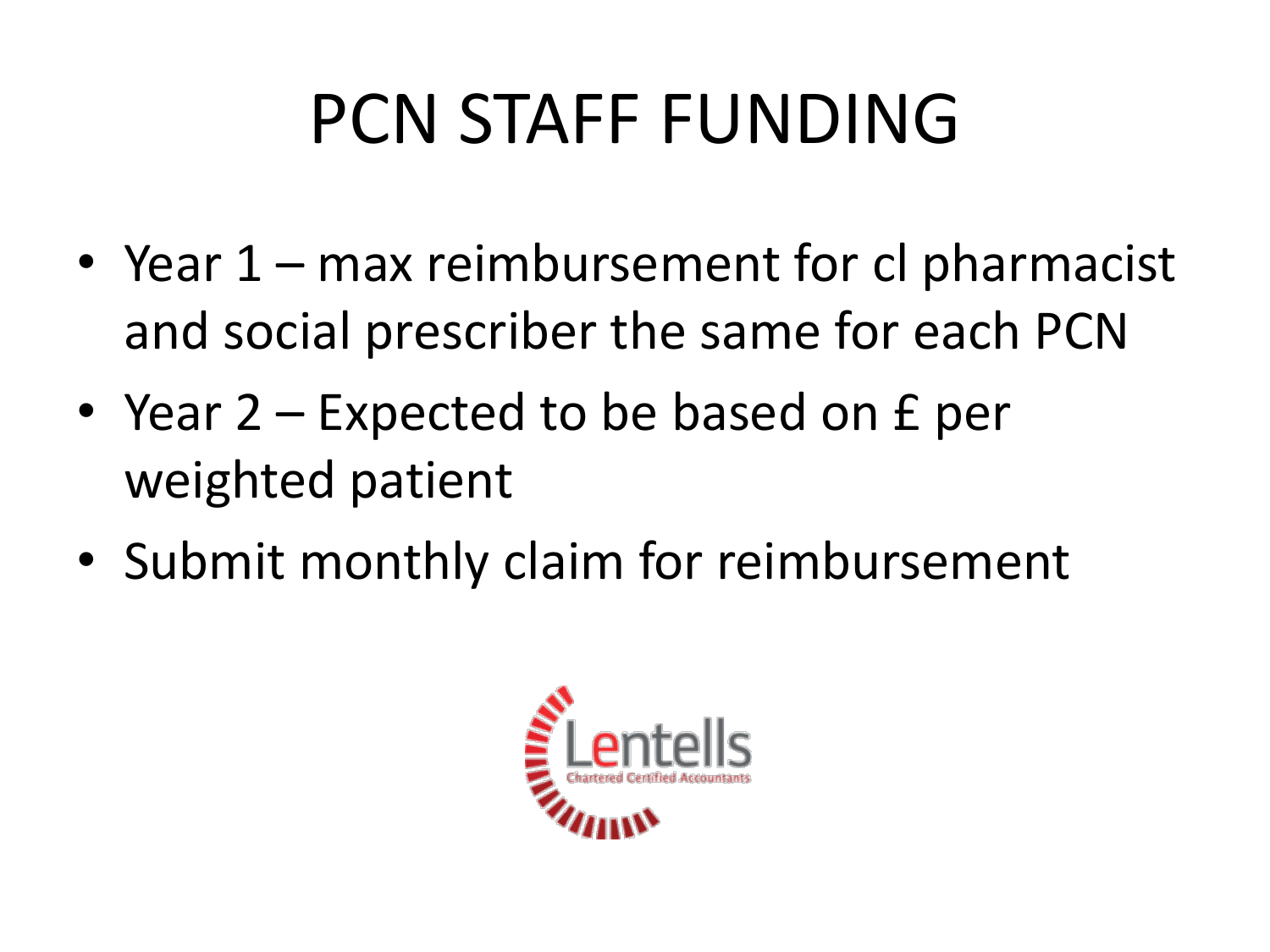# PCN STAFF FUNDING

- Year 1 – max reimbursement for cl pharmacist and social prescriber the same for each PCN
- Year 2 – Expected to be based on £ per weighted patient
- Submit monthly claim for reimbursement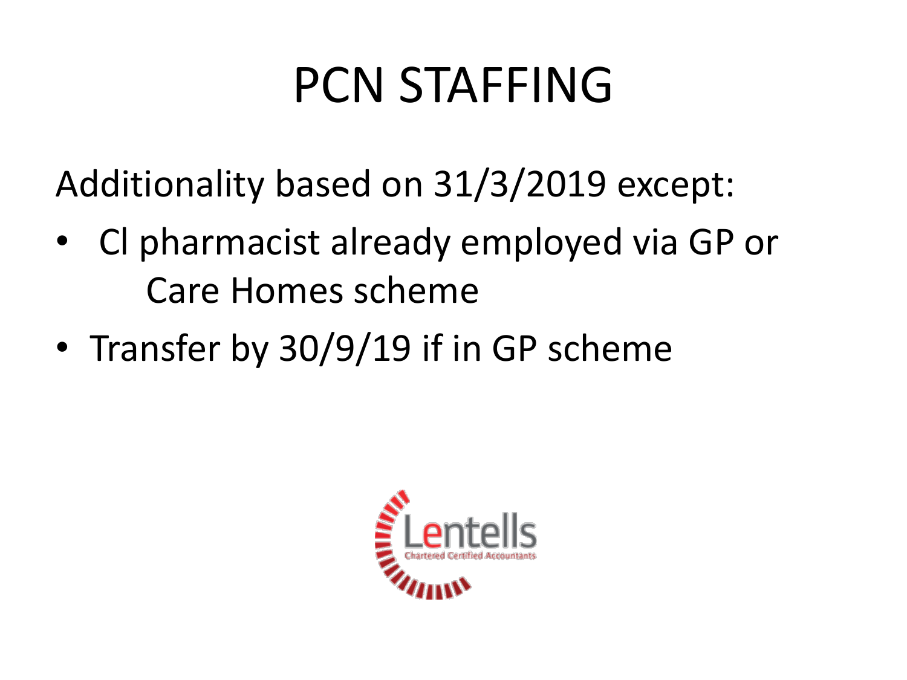# PCN STAFFING

Additionality based on 31/3/2019 except:

- Cl pharmacist already employed via GP or Care Homes scheme
- Transfer by 30/9/19 if in GP scheme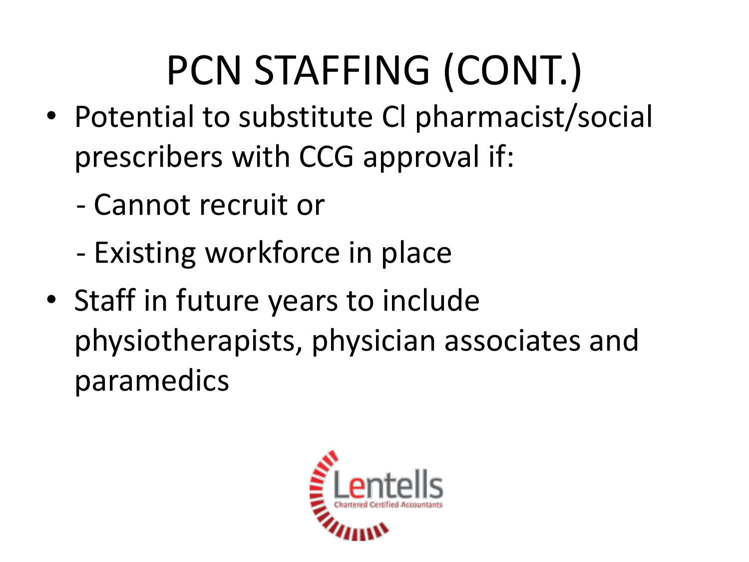# PCN STAFFING (CONT.)

- Potential to substitute Cl pharmacist/social prescribers with CCG approval if:
  - Cannot recruit or
  - Existing workforce in place
- Staff in future years to include physiotherapists, physician associates and paramedics

Lentells
Chartered Certified Accountants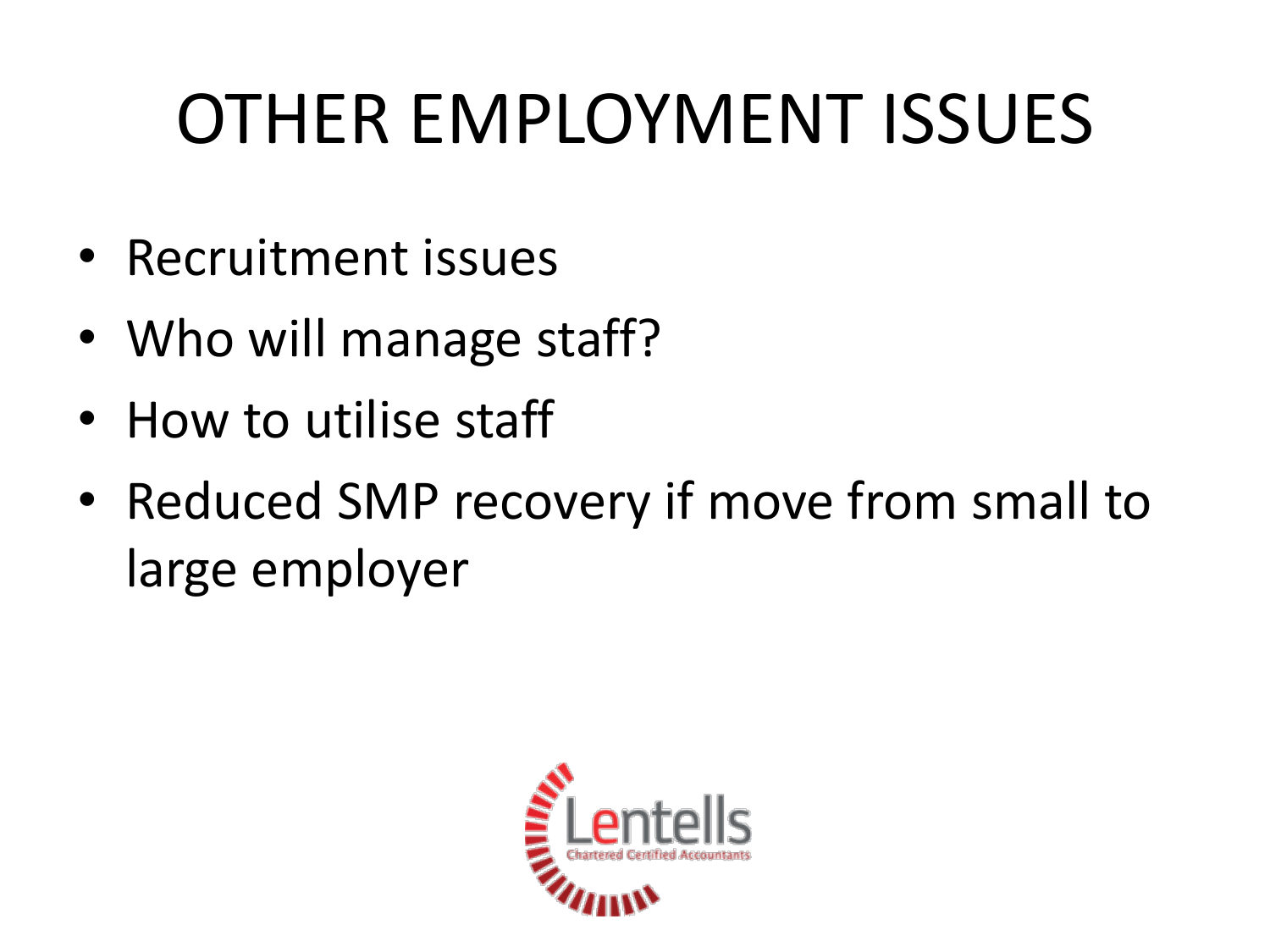# OTHER EMPLOYMENT ISSUES

- Recruitment issues
- Who will manage staff?
- How to utilise staff
- Reduced SMP recovery if move from small to large employer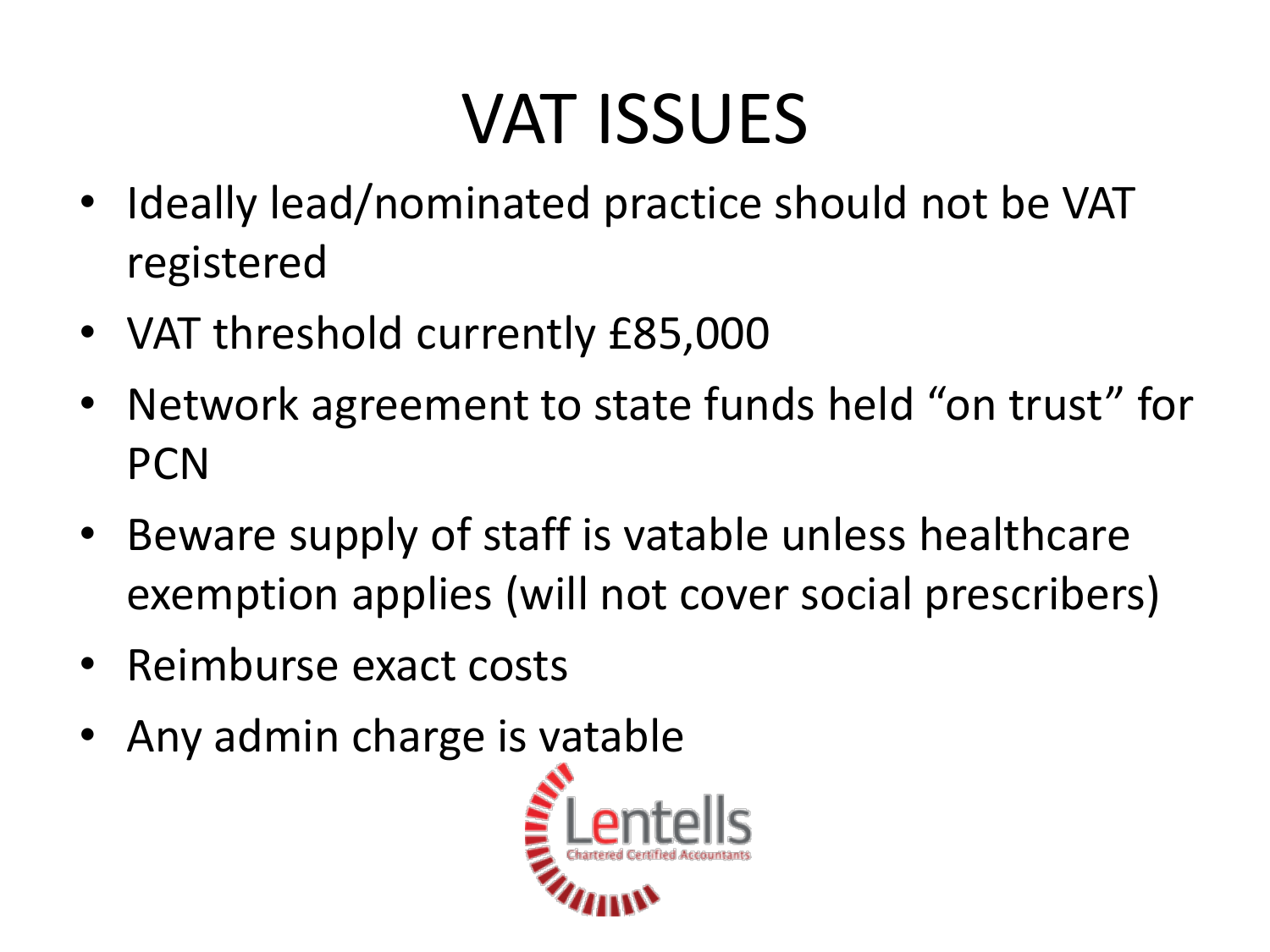# VAT ISSUES

- Ideally lead/nominated practice should not be VAT registered
- VAT threshold currently £85,000
- Network agreement to state funds held "on trust" for PCN
- Beware supply of staff is vatable unless healthcare exemption applies (will not cover social prescribers)
- Reimburse exact costs
- Any admin charge is vatable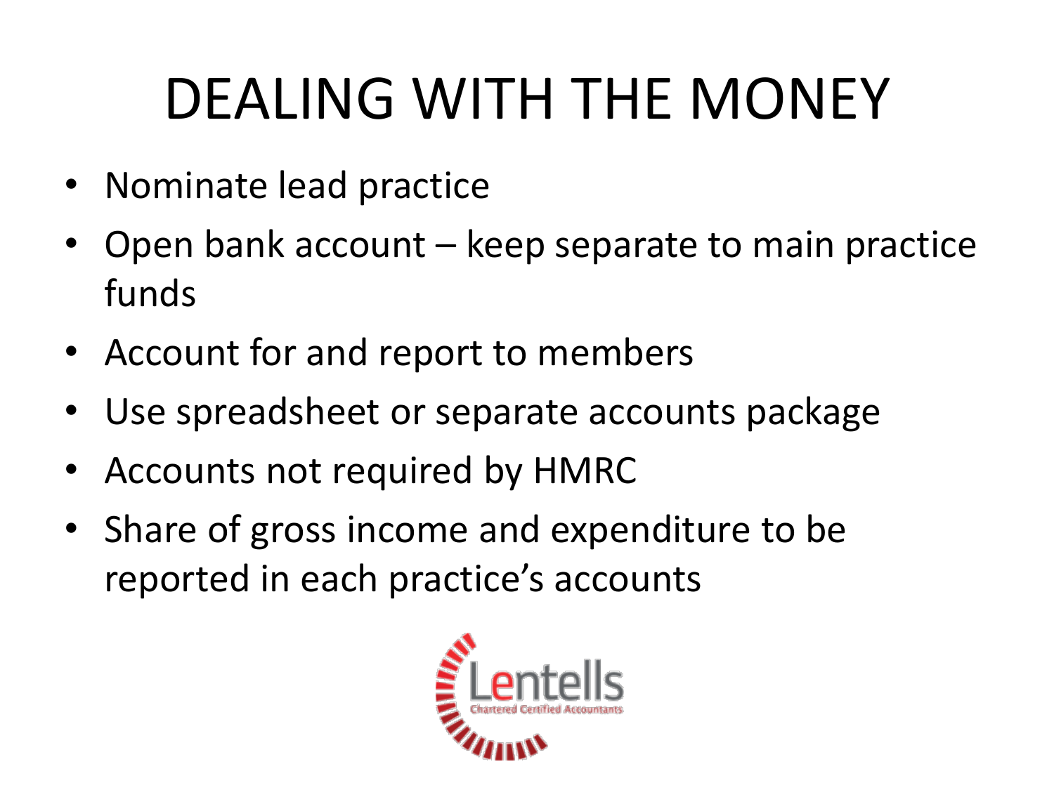# DEALING WITH THE MONEY

- Nominate lead practice
- Open bank account – keep separate to main practice funds
- Account for and report to members
- Use spreadsheet or separate accounts package
- Accounts not required by HMRC
- Share of gross income and expenditure to be reported in each practice's accounts

Lentells
Chartered Certified Accountants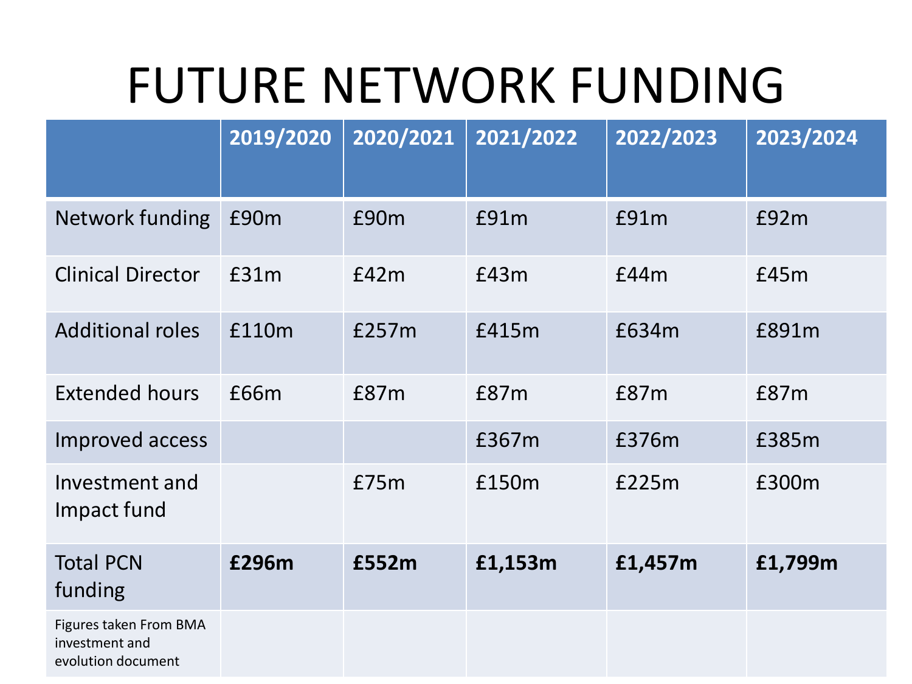# FUTURE NETWORK FUNDING

| | 2019/2020 | 2020/2021 | 2021/2022 | 2022/2023 | 2023/2024 |
|---|---|---|---|---|---|
| Network funding | £90m | £90m | £91m | £91m | £92m |
| Clinical Director | £31m | £42m | £43m | £44m | £45m |
| Additional roles | £110m | £257m | £415m | £634m | £891m |
| Extended hours | £66m | £87m | £87m | £87m | £87m |
| Improved access | | | £367m | £376m | £385m |
| Investment and Impact fund | | £75m | £150m | £225m | £300m |
| Total PCN funding | **£296m** | **£552m** | **£1,153m** | **£1,457m** | **£1,799m** |
| Figures taken From BMA investment and evolution document | | | | | |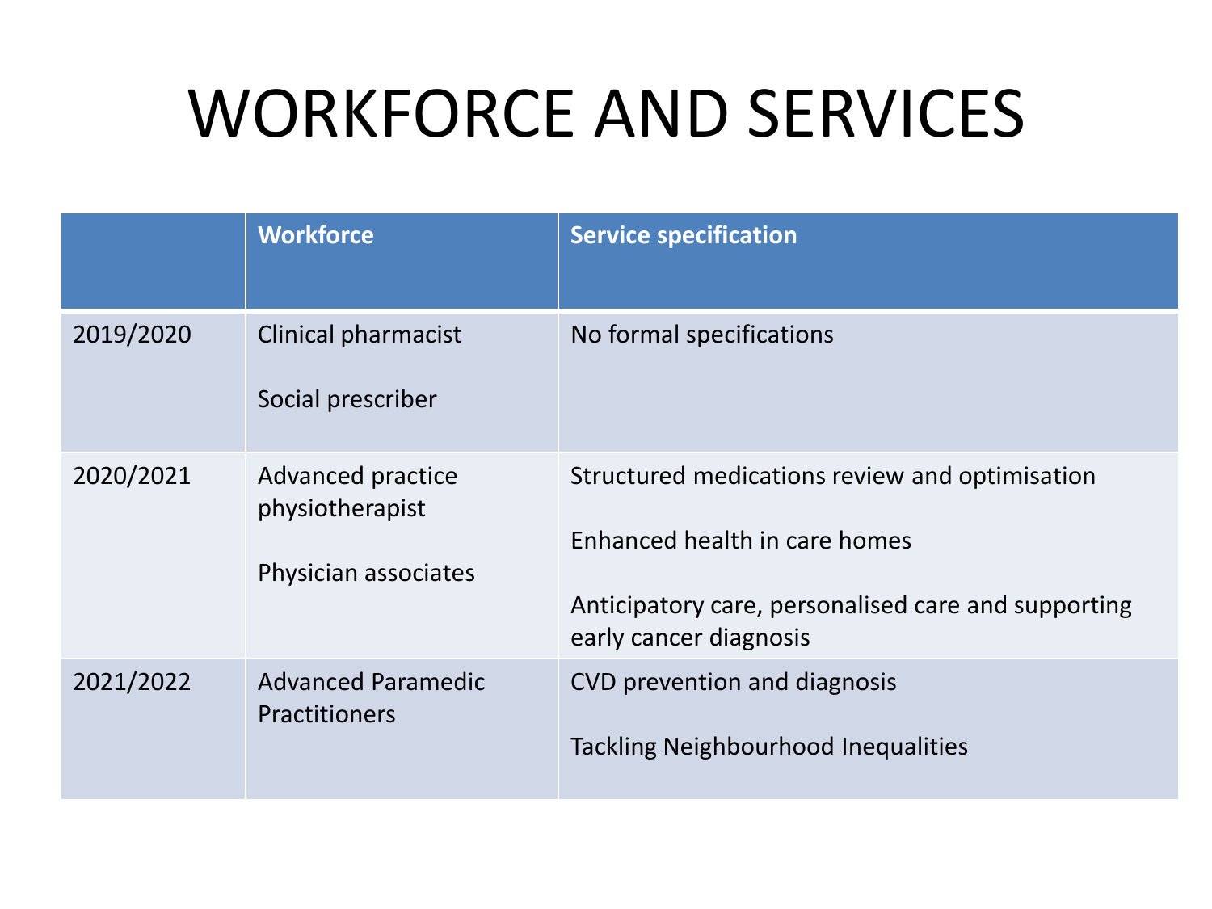# WORKFORCE AND SERVICES

| | Workforce | Service specification |
|---|---|---|
| 2019/2020 | Clinical pharmacist<br><br>Social prescriber | No formal specifications |
| 2020/2021 | Advanced practice physiotherapist<br><br>Physician associates | Structured medications review and optimisation<br><br>Enhanced health in care homes<br><br>Anticipatory care, personalised care and supporting early cancer diagnosis |
| 2021/2022 | Advanced Paramedic Practitioners | CVD prevention and diagnosis<br><br>Tackling Neighbourhood Inequalities |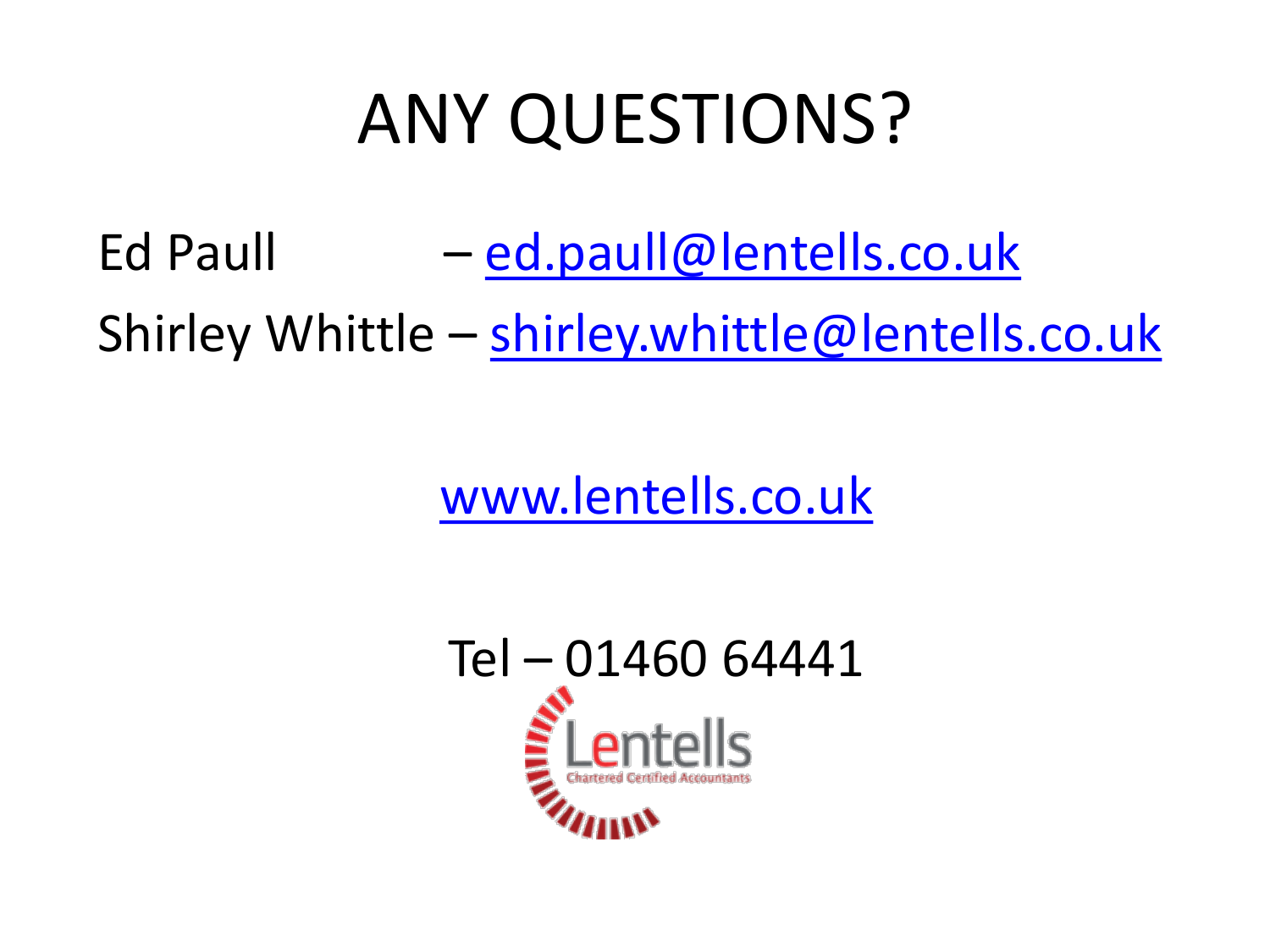# ANY QUESTIONS?

Ed Paull – ed.paull@lentells.co.uk

Shirley Whittle – shirley.whittle@lentells.co.uk

www.lentells.co.uk

Tel – 01460 64441

Lentells

Chartered Certified Accountants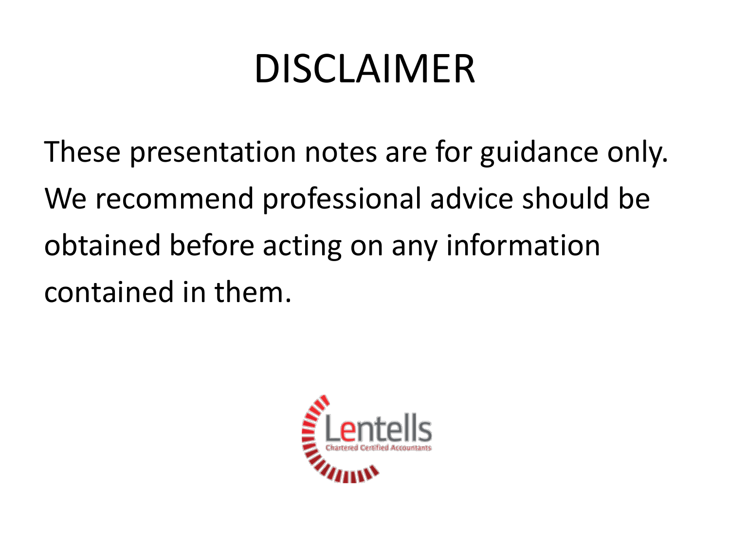# DISCLAIMER

These presentation notes are for guidance only. We recommend professional advice should be obtained before acting on any information contained in them.

Lentells

Chartered Certified Accountants